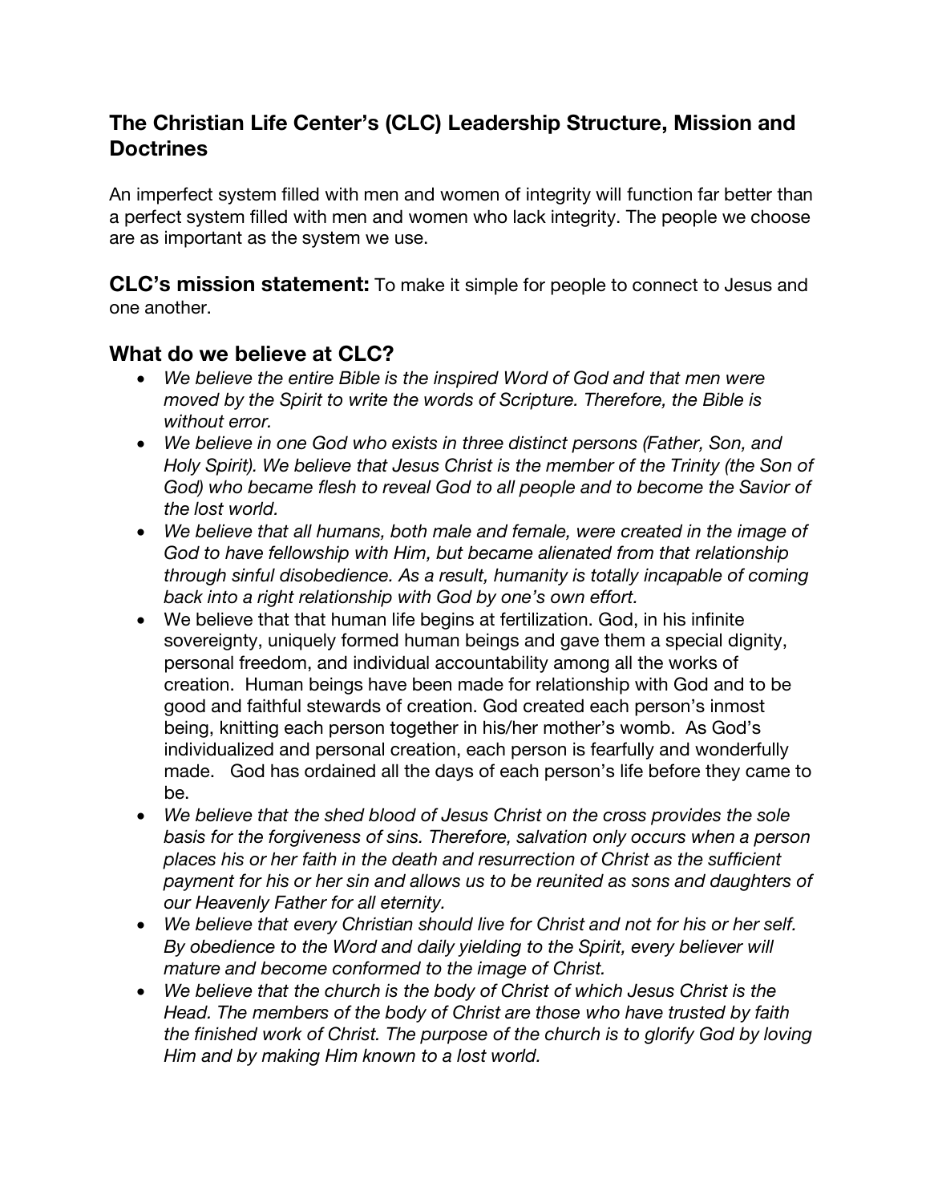## The Christian Life Center's (CLC) Leadership Structure, Mission and Doctrines

An imperfect system filled with men and women of integrity will function far better than a perfect system filled with men and women who lack integrity. The people we choose are as important as the system we use.

**CLC's mission statement:** To make it simple for people to connect to Jesus and one another.

### What do we believe at CLC?

- *We believe the entire Bible is the inspired Word of God and that men were moved by the Spirit to write the words of Scripture. Therefore, the Bible is without error.*
- *We believe in one God who exists in three distinct persons (Father, Son, and Holy Spirit). We believe that Jesus Christ is the member of the Trinity (the Son of God) who became flesh to reveal God to all people and to become the Savior of the lost world.*
- *We believe that all humans, both male and female, were created in the image of God to have fellowship with Him, but became alienated from that relationship through sinful disobedience. As a result, humanity is totally incapable of coming back into a right relationship with God by one's own effort.*
- We believe that that human life begins at fertilization. God, in his infinite sovereignty, uniquely formed human beings and gave them a special dignity, personal freedom, and individual accountability among all the works of creation. Human beings have been made for relationship with God and to be good and faithful stewards of creation. God created each person's inmost being, knitting each person together in his/her mother's womb. As God's individualized and personal creation, each person is fearfully and wonderfully made. God has ordained all the days of each person's life before they came to be.
- *We believe that the shed blood of Jesus Christ on the cross provides the sole basis for the forgiveness of sins. Therefore, salvation only occurs when a person places his or her faith in the death and resurrection of Christ as the sufficient payment for his or her sin and allows us to be reunited as sons and daughters of our Heavenly Father for all eternity.*
- *We believe that every Christian should live for Christ and not for his or her self. By obedience to the Word and daily yielding to the Spirit, every believer will mature and become conformed to the image of Christ.*
- *We believe that the church is the body of Christ of which Jesus Christ is the Head. The members of the body of Christ are those who have trusted by faith the finished work of Christ. The purpose of the church is to glorify God by loving Him and by making Him known to a lost world.*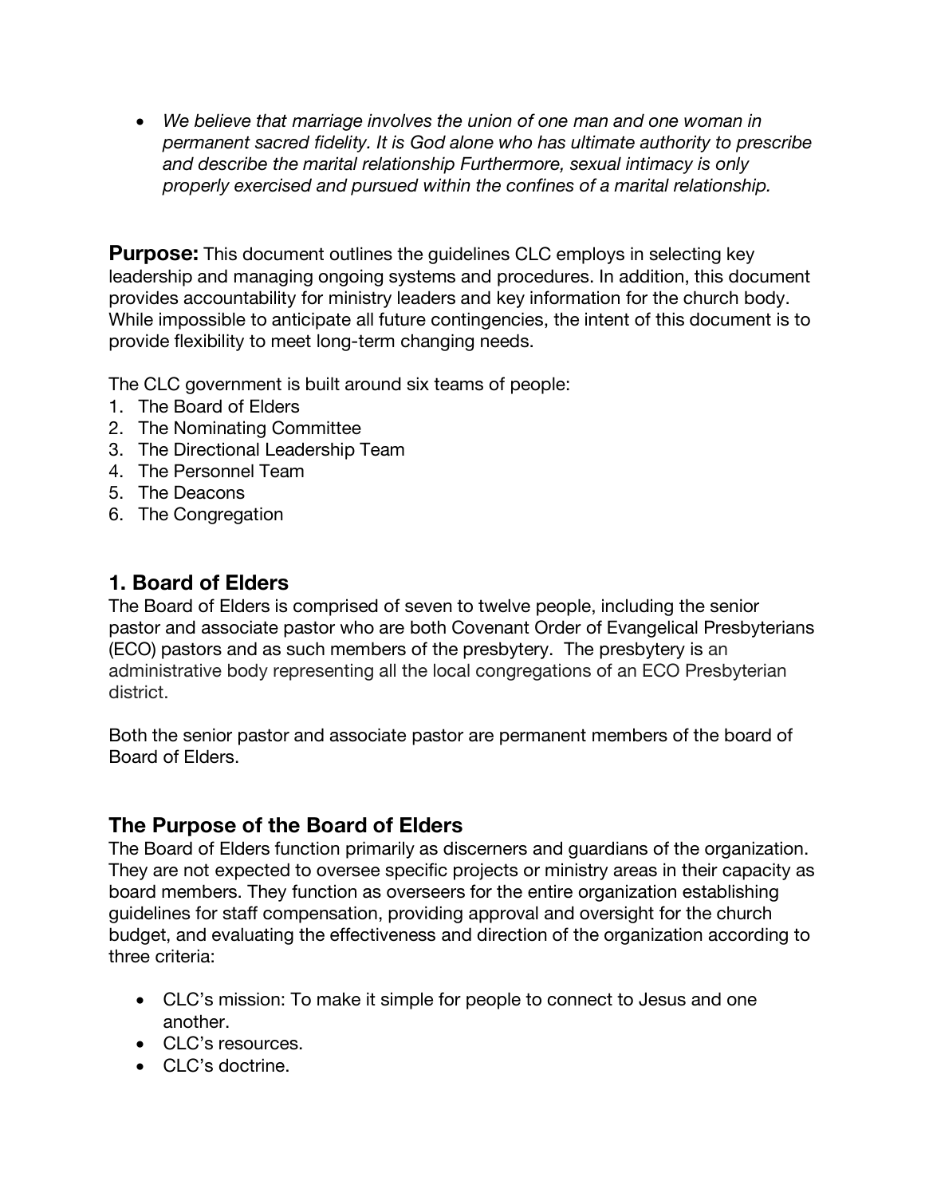- *We believe that marriage involves the union of one man and one woman in permanent sacred fidelity. It is God alone who has ultimate authority to prescribe and describe the marital relationship Furthermore, sexual intimacy is only properly exercised and pursued within the confines of a marital relationship.*

**Purpose:** This document outlines the guidelines CLC employs in selecting key leadership and managing ongoing systems and procedures. In addition, this document provides accountability for ministry leaders and key information for the church body. While impossible to anticipate all future contingencies, the intent of this document is to provide flexibility to meet long-term changing needs.

The CLC government is built around six teams of people:

1. The Board of Elders
2. The Nominating Committee
3. The Directional Leadership Team
4. The Personnel Team
5. The Deacons
6. The Congregation

## 1. Board of Elders

The Board of Elders is comprised of seven to twelve people, including the senior pastor and associate pastor who are both Covenant Order of Evangelical Presbyterians (ECO) pastors and as such members of the presbytery. The presbytery is an administrative body representing all the local congregations of an ECO Presbyterian district.

Both the senior pastor and associate pastor are permanent members of the board of Board of Elders.

## The Purpose of the Board of Elders

The Board of Elders function primarily as discerners and guardians of the organization. They are not expected to oversee specific projects or ministry areas in their capacity as board members. They function as overseers for the entire organization establishing guidelines for staff compensation, providing approval and oversight for the church budget, and evaluating the effectiveness and direction of the organization according to three criteria:

- CLC's mission: To make it simple for people to connect to Jesus and one another.
- CLC's resources.
- CLC's doctrine.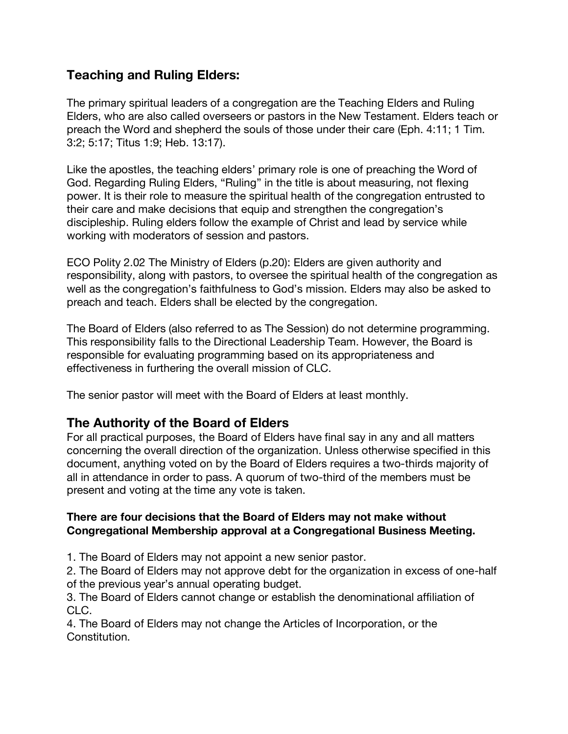## Teaching and Ruling Elders:

The primary spiritual leaders of a congregation are the Teaching Elders and Ruling Elders, who are also called overseers or pastors in the New Testament. Elders teach or preach the Word and shepherd the souls of those under their care (Eph. 4:11; 1 Tim. 3:2; 5:17; Titus 1:9; Heb. 13:17).

Like the apostles, the teaching elders' primary role is one of preaching the Word of God. Regarding Ruling Elders, "Ruling" in the title is about measuring, not flexing power. It is their role to measure the spiritual health of the congregation entrusted to their care and make decisions that equip and strengthen the congregation's discipleship. Ruling elders follow the example of Christ and lead by service while working with moderators of session and pastors.

ECO Polity 2.02 The Ministry of Elders (p.20): Elders are given authority and responsibility, along with pastors, to oversee the spiritual health of the congregation as well as the congregation's faithfulness to God's mission. Elders may also be asked to preach and teach. Elders shall be elected by the congregation.

The Board of Elders (also referred to as The Session) do not determine programming. This responsibility falls to the Directional Leadership Team. However, the Board is responsible for evaluating programming based on its appropriateness and effectiveness in furthering the overall mission of CLC.

The senior pastor will meet with the Board of Elders at least monthly.

## The Authority of the Board of Elders

For all practical purposes, the Board of Elders have final say in any and all matters concerning the overall direction of the organization. Unless otherwise specified in this document, anything voted on by the Board of Elders requires a two-thirds majority of all in attendance in order to pass. A quorum of two-third of the members must be present and voting at the time any vote is taken.

**There are four decisions that the Board of Elders may not make without Congregational Membership approval at a Congregational Business Meeting.**

1. The Board of Elders may not appoint a new senior pastor.
2. The Board of Elders may not approve debt for the organization in excess of one-half of the previous year's annual operating budget.
3. The Board of Elders cannot change or establish the denominational affiliation of CLC.
4. The Board of Elders may not change the Articles of Incorporation, or the Constitution.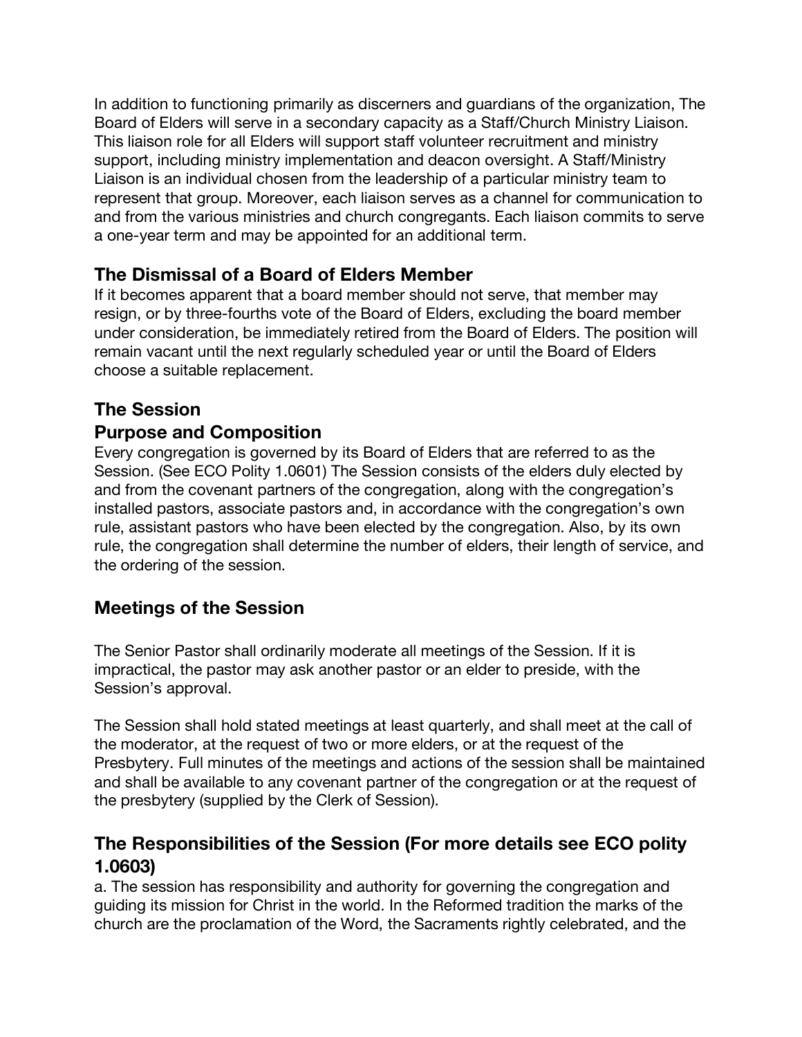In addition to functioning primarily as discerners and guardians of the organization, The Board of Elders will serve in a secondary capacity as a Staff/Church Ministry Liaison. This liaison role for all Elders will support staff volunteer recruitment and ministry support, including ministry implementation and deacon oversight. A Staff/Ministry Liaison is an individual chosen from the leadership of a particular ministry team to represent that group. Moreover, each liaison serves as a channel for communication to and from the various ministries and church congregants. Each liaison commits to serve a one-year term and may be appointed for an additional term.

## The Dismissal of a Board of Elders Member

If it becomes apparent that a board member should not serve, that member may resign, or by three-fourths vote of the Board of Elders, excluding the board member under consideration, be immediately retired from the Board of Elders. The position will remain vacant until the next regularly scheduled year or until the Board of Elders choose a suitable replacement.

## The Session

## Purpose and Composition

Every congregation is governed by its Board of Elders that are referred to as the Session. (See ECO Polity 1.0601) The Session consists of the elders duly elected by and from the covenant partners of the congregation, along with the congregation's installed pastors, associate pastors and, in accordance with the congregation's own rule, assistant pastors who have been elected by the congregation. Also, by its own rule, the congregation shall determine the number of elders, their length of service, and the ordering of the session.

## Meetings of the Session

The Senior Pastor shall ordinarily moderate all meetings of the Session. If it is impractical, the pastor may ask another pastor or an elder to preside, with the Session's approval.

The Session shall hold stated meetings at least quarterly, and shall meet at the call of the moderator, at the request of two or more elders, or at the request of the Presbytery. Full minutes of the meetings and actions of the session shall be maintained and shall be available to any covenant partner of the congregation or at the request of the presbytery (supplied by the Clerk of Session).

## The Responsibilities of the Session (For more details see ECO polity 1.0603)

a. The session has responsibility and authority for governing the congregation and guiding its mission for Christ in the world. In the Reformed tradition the marks of the church are the proclamation of the Word, the Sacraments rightly celebrated, and the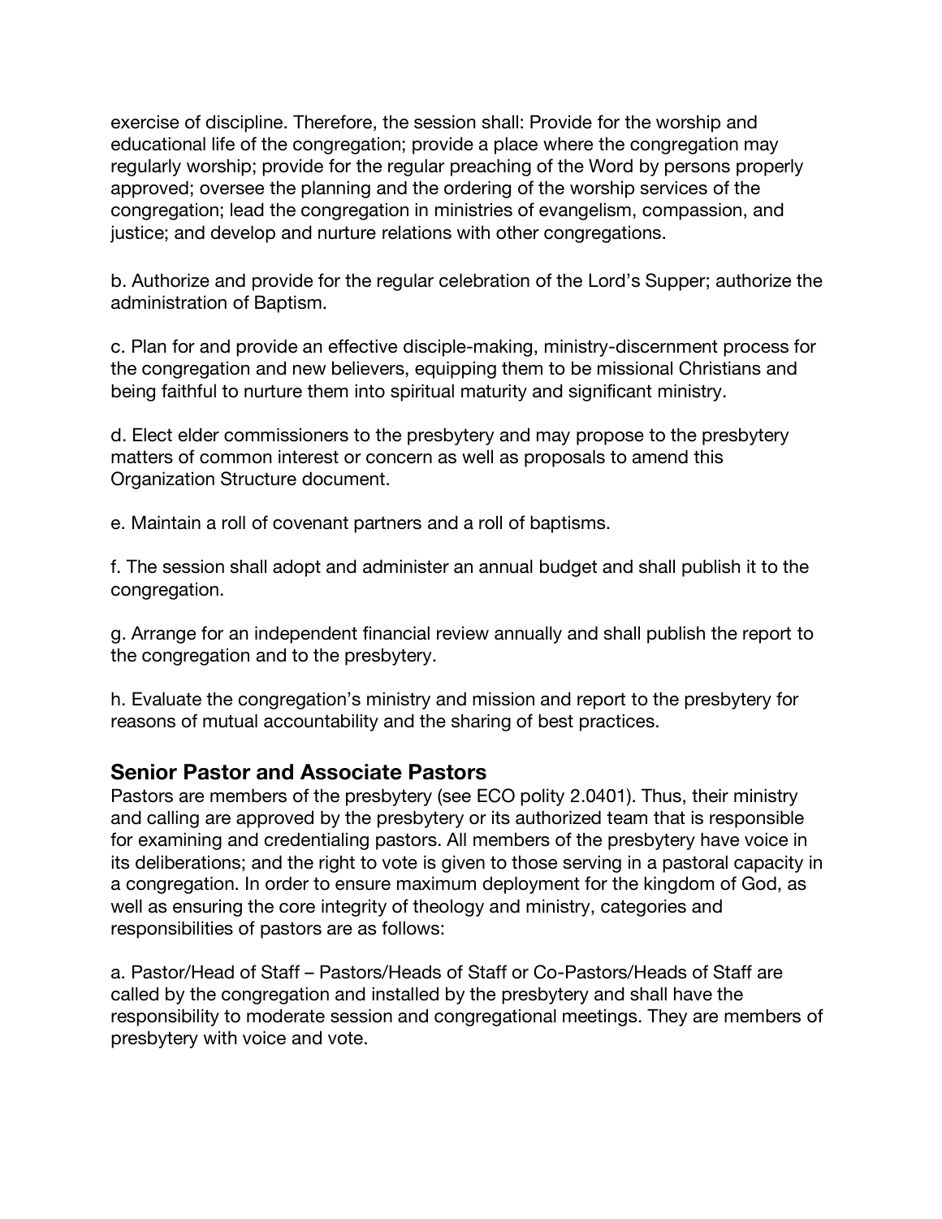exercise of discipline. Therefore, the session shall: Provide for the worship and educational life of the congregation; provide a place where the congregation may regularly worship; provide for the regular preaching of the Word by persons properly approved; oversee the planning and the ordering of the worship services of the congregation; lead the congregation in ministries of evangelism, compassion, and justice; and develop and nurture relations with other congregations.

b. Authorize and provide for the regular celebration of the Lord's Supper; authorize the administration of Baptism.

c. Plan for and provide an effective disciple-making, ministry-discernment process for the congregation and new believers, equipping them to be missional Christians and being faithful to nurture them into spiritual maturity and significant ministry.

d. Elect elder commissioners to the presbytery and may propose to the presbytery matters of common interest or concern as well as proposals to amend this Organization Structure document.

e. Maintain a roll of covenant partners and a roll of baptisms.

f. The session shall adopt and administer an annual budget and shall publish it to the congregation.

g. Arrange for an independent financial review annually and shall publish the report to the congregation and to the presbytery.

h. Evaluate the congregation's ministry and mission and report to the presbytery for reasons of mutual accountability and the sharing of best practices.

## Senior Pastor and Associate Pastors

Pastors are members of the presbytery (see ECO polity 2.0401). Thus, their ministry and calling are approved by the presbytery or its authorized team that is responsible for examining and credentialing pastors. All members of the presbytery have voice in its deliberations; and the right to vote is given to those serving in a pastoral capacity in a congregation. In order to ensure maximum deployment for the kingdom of God, as well as ensuring the core integrity of theology and ministry, categories and responsibilities of pastors are as follows:

a. Pastor/Head of Staff – Pastors/Heads of Staff or Co-Pastors/Heads of Staff are called by the congregation and installed by the presbytery and shall have the responsibility to moderate session and congregational meetings. They are members of presbytery with voice and vote.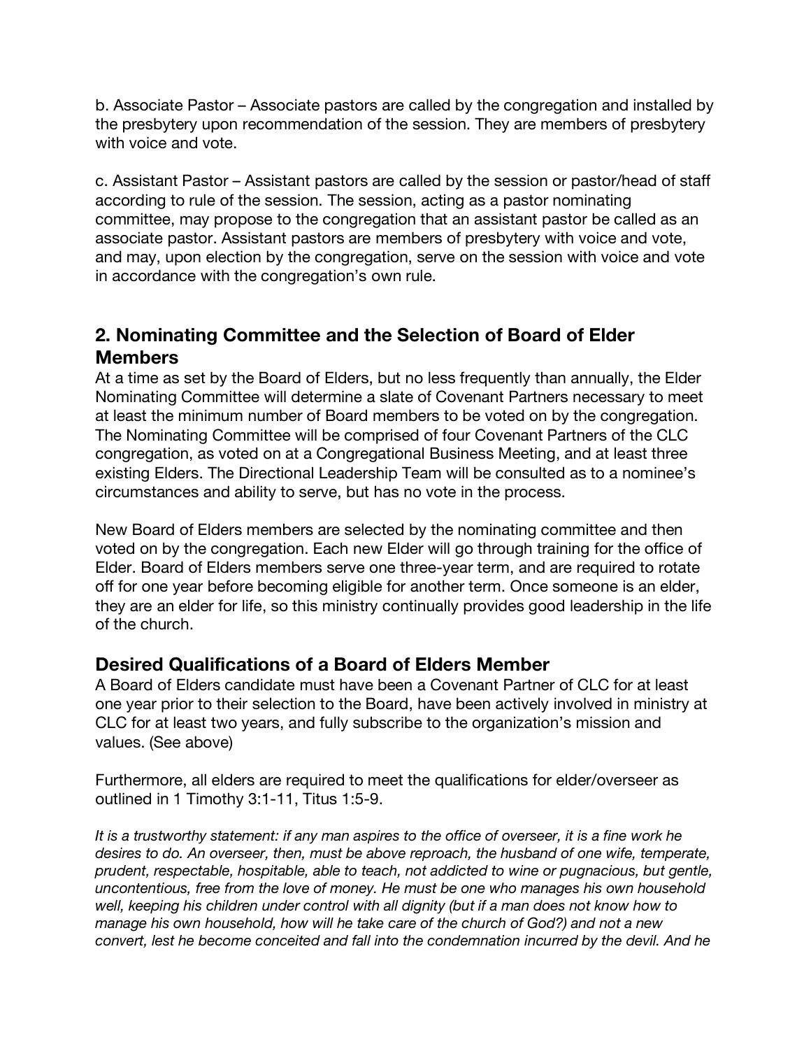b. Associate Pastor – Associate pastors are called by the congregation and installed by the presbytery upon recommendation of the session. They are members of presbytery with voice and vote.

c. Assistant Pastor – Assistant pastors are called by the session or pastor/head of staff according to rule of the session. The session, acting as a pastor nominating committee, may propose to the congregation that an assistant pastor be called as an associate pastor. Assistant pastors are members of presbytery with voice and vote, and may, upon election by the congregation, serve on the session with voice and vote in accordance with the congregation's own rule.

## 2. Nominating Committee and the Selection of Board of Elder Members

At a time as set by the Board of Elders, but no less frequently than annually, the Elder Nominating Committee will determine a slate of Covenant Partners necessary to meet at least the minimum number of Board members to be voted on by the congregation. The Nominating Committee will be comprised of four Covenant Partners of the CLC congregation, as voted on at a Congregational Business Meeting, and at least three existing Elders. The Directional Leadership Team will be consulted as to a nominee's circumstances and ability to serve, but has no vote in the process.

New Board of Elders members are selected by the nominating committee and then voted on by the congregation. Each new Elder will go through training for the office of Elder. Board of Elders members serve one three-year term, and are required to rotate off for one year before becoming eligible for another term. Once someone is an elder, they are an elder for life, so this ministry continually provides good leadership in the life of the church.

## Desired Qualifications of a Board of Elders Member

A Board of Elders candidate must have been a Covenant Partner of CLC for at least one year prior to their selection to the Board, have been actively involved in ministry at CLC for at least two years, and fully subscribe to the organization's mission and values. (See above)

Furthermore, all elders are required to meet the qualifications for elder/overseer as outlined in 1 Timothy 3:1-11, Titus 1:5-9.

*It is a trustworthy statement: if any man aspires to the office of overseer, it is a fine work he desires to do. An overseer, then, must be above reproach, the husband of one wife, temperate, prudent, respectable, hospitable, able to teach, not addicted to wine or pugnacious, but gentle, uncontentious, free from the love of money. He must be one who manages his own household well, keeping his children under control with all dignity (but if a man does not know how to manage his own household, how will he take care of the church of God?) and not a new convert, lest he become conceited and fall into the condemnation incurred by the devil. And he*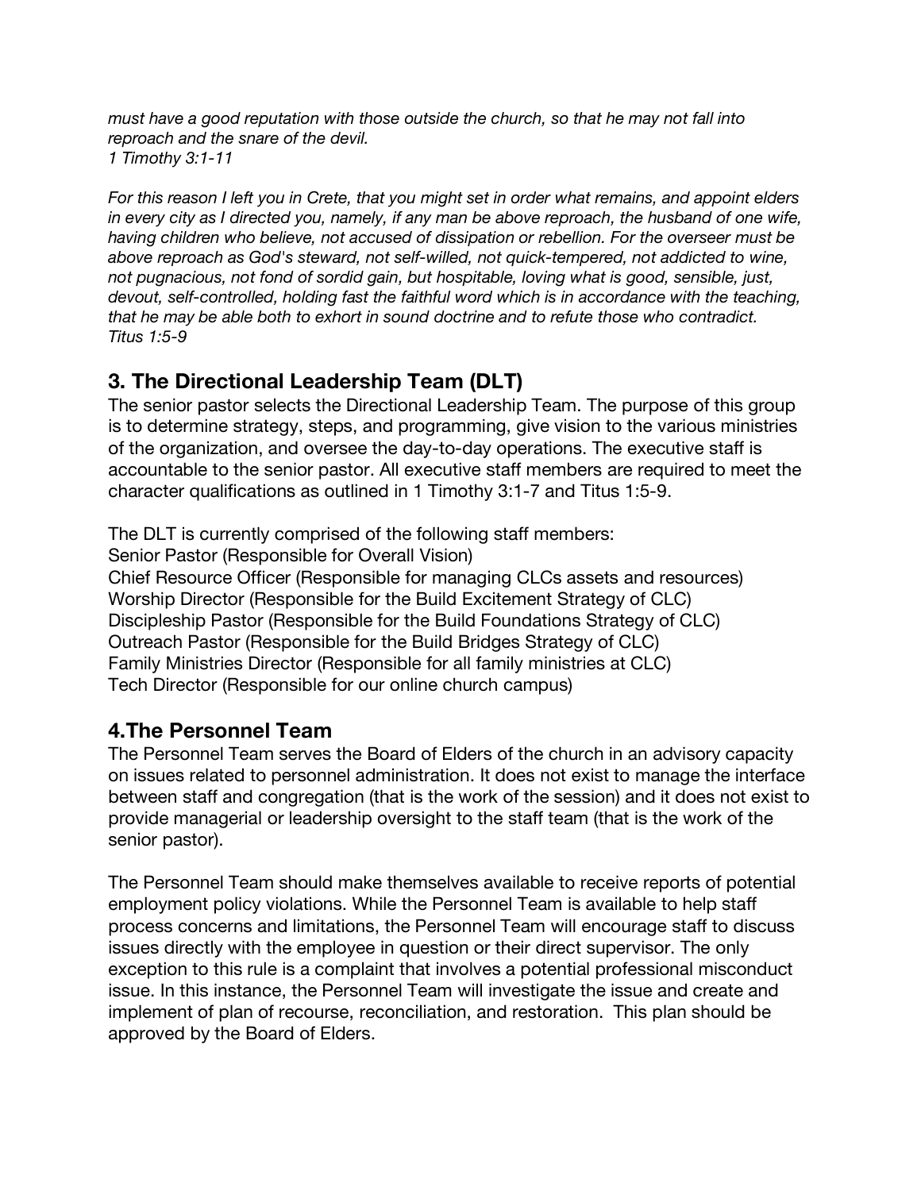*must have a good reputation with those outside the church, so that he may not fall into reproach and the snare of the devil.*
*1 Timothy 3:1-11*

*For this reason I left you in Crete, that you might set in order what remains, and appoint elders in every city as I directed you, namely, if any man be above reproach, the husband of one wife, having children who believe, not accused of dissipation or rebellion. For the overseer must be above reproach as God's steward, not self-willed, not quick-tempered, not addicted to wine, not pugnacious, not fond of sordid gain, but hospitable, loving what is good, sensible, just, devout, self-controlled, holding fast the faithful word which is in accordance with the teaching, that he may be able both to exhort in sound doctrine and to refute those who contradict.*
*Titus 1:5-9*

## 3. The Directional Leadership Team (DLT)

The senior pastor selects the Directional Leadership Team. The purpose of this group is to determine strategy, steps, and programming, give vision to the various ministries of the organization, and oversee the day-to-day operations. The executive staff is accountable to the senior pastor. All executive staff members are required to meet the character qualifications as outlined in 1 Timothy 3:1-7 and Titus 1:5-9.

The DLT is currently comprised of the following staff members:
Senior Pastor (Responsible for Overall Vision)
Chief Resource Officer (Responsible for managing CLCs assets and resources)
Worship Director (Responsible for the Build Excitement Strategy of CLC)
Discipleship Pastor (Responsible for the Build Foundations Strategy of CLC)
Outreach Pastor (Responsible for the Build Bridges Strategy of CLC)
Family Ministries Director (Responsible for all family ministries at CLC)
Tech Director (Responsible for our online church campus)

## 4.The Personnel Team

The Personnel Team serves the Board of Elders of the church in an advisory capacity on issues related to personnel administration. It does not exist to manage the interface between staff and congregation (that is the work of the session) and it does not exist to provide managerial or leadership oversight to the staff team (that is the work of the senior pastor).

The Personnel Team should make themselves available to receive reports of potential employment policy violations. While the Personnel Team is available to help staff process concerns and limitations, the Personnel Team will encourage staff to discuss issues directly with the employee in question or their direct supervisor. The only exception to this rule is a complaint that involves a potential professional misconduct issue. In this instance, the Personnel Team will investigate the issue and create and implement of plan of recourse, reconciliation, and restoration. This plan should be approved by the Board of Elders.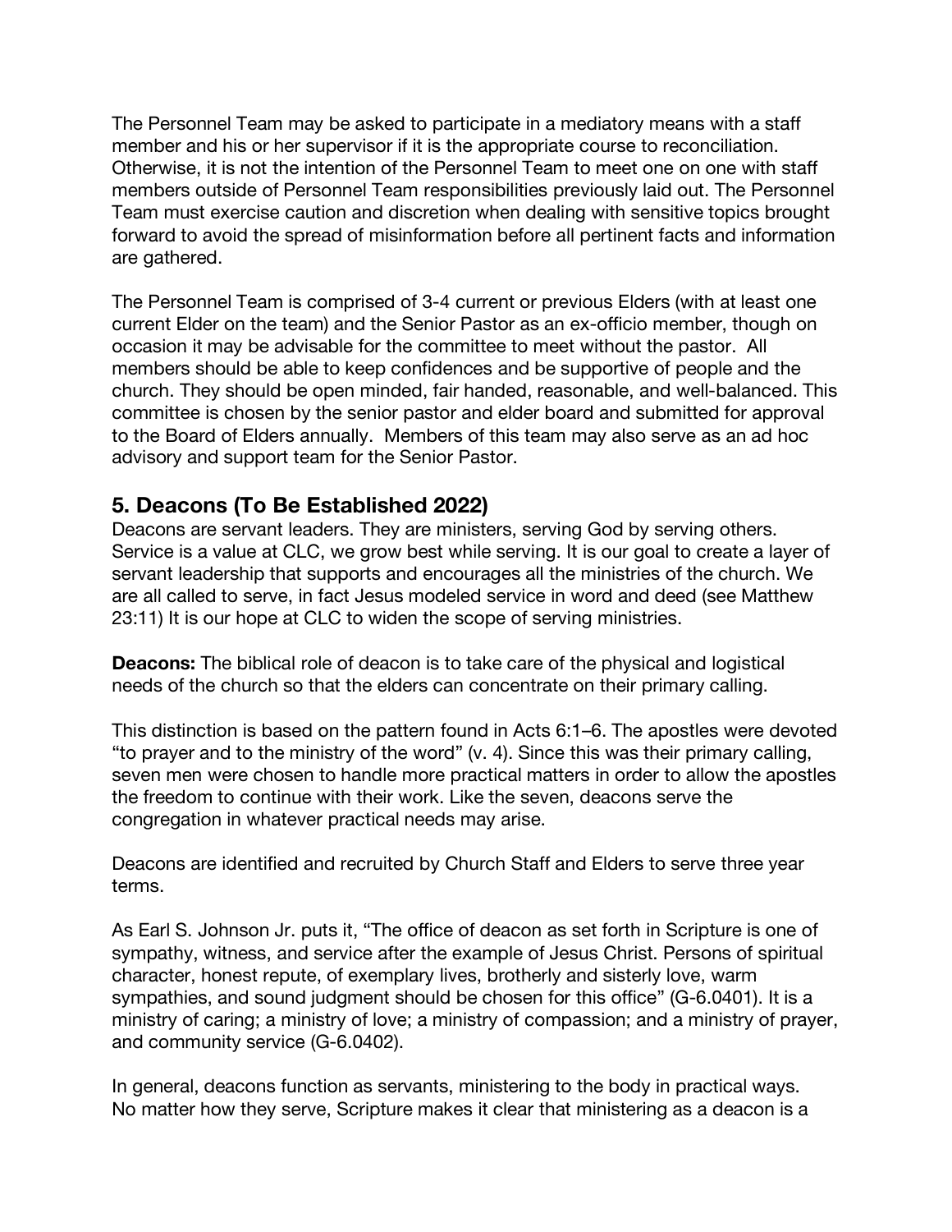The Personnel Team may be asked to participate in a mediatory means with a staff member and his or her supervisor if it is the appropriate course to reconciliation. Otherwise, it is not the intention of the Personnel Team to meet one on one with staff members outside of Personnel Team responsibilities previously laid out. The Personnel Team must exercise caution and discretion when dealing with sensitive topics brought forward to avoid the spread of misinformation before all pertinent facts and information are gathered.

The Personnel Team is comprised of 3-4 current or previous Elders (with at least one current Elder on the team) and the Senior Pastor as an ex-officio member, though on occasion it may be advisable for the committee to meet without the pastor. All members should be able to keep confidences and be supportive of people and the church. They should be open minded, fair handed, reasonable, and well-balanced. This committee is chosen by the senior pastor and elder board and submitted for approval to the Board of Elders annually. Members of this team may also serve as an ad hoc advisory and support team for the Senior Pastor.

## 5. Deacons (To Be Established 2022)

Deacons are servant leaders. They are ministers, serving God by serving others. Service is a value at CLC, we grow best while serving. It is our goal to create a layer of servant leadership that supports and encourages all the ministries of the church. We are all called to serve, in fact Jesus modeled service in word and deed (see Matthew 23:11) It is our hope at CLC to widen the scope of serving ministries.

**Deacons:** The biblical role of deacon is to take care of the physical and logistical needs of the church so that the elders can concentrate on their primary calling.

This distinction is based on the pattern found in Acts 6:1–6. The apostles were devoted "to prayer and to the ministry of the word" (v. 4). Since this was their primary calling, seven men were chosen to handle more practical matters in order to allow the apostles the freedom to continue with their work. Like the seven, deacons serve the congregation in whatever practical needs may arise.

Deacons are identified and recruited by Church Staff and Elders to serve three year terms.

As Earl S. Johnson Jr. puts it, "The office of deacon as set forth in Scripture is one of sympathy, witness, and service after the example of Jesus Christ. Persons of spiritual character, honest repute, of exemplary lives, brotherly and sisterly love, warm sympathies, and sound judgment should be chosen for this office" (G-6.0401). It is a ministry of caring; a ministry of love; a ministry of compassion; and a ministry of prayer, and community service (G-6.0402).

In general, deacons function as servants, ministering to the body in practical ways. No matter how they serve, Scripture makes it clear that ministering as a deacon is a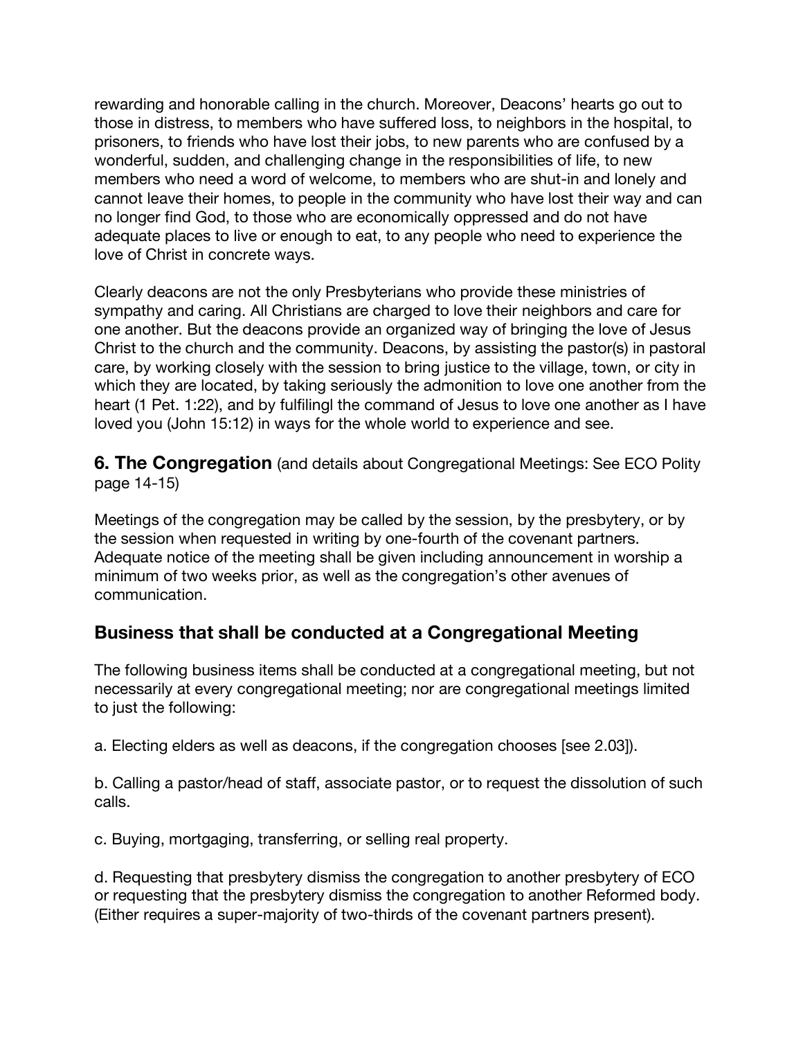rewarding and honorable calling in the church. Moreover, Deacons' hearts go out to those in distress, to members who have suffered loss, to neighbors in the hospital, to prisoners, to friends who have lost their jobs, to new parents who are confused by a wonderful, sudden, and challenging change in the responsibilities of life, to new members who need a word of welcome, to members who are shut-in and lonely and cannot leave their homes, to people in the community who have lost their way and can no longer find God, to those who are economically oppressed and do not have adequate places to live or enough to eat, to any people who need to experience the love of Christ in concrete ways.

Clearly deacons are not the only Presbyterians who provide these ministries of sympathy and caring. All Christians are charged to love their neighbors and care for one another. But the deacons provide an organized way of bringing the love of Jesus Christ to the church and the community. Deacons, by assisting the pastor(s) in pastoral care, by working closely with the session to bring justice to the village, town, or city in which they are located, by taking seriously the admonition to love one another from the heart (1 Pet. 1:22), and by fulfilingl the command of Jesus to love one another as I have loved you (John 15:12) in ways for the whole world to experience and see.

**6. The Congregation** (and details about Congregational Meetings: See ECO Polity page 14-15)

Meetings of the congregation may be called by the session, by the presbytery, or by the session when requested in writing by one-fourth of the covenant partners. Adequate notice of the meeting shall be given including announcement in worship a minimum of two weeks prior, as well as the congregation's other avenues of communication.

## Business that shall be conducted at a Congregational Meeting

The following business items shall be conducted at a congregational meeting, but not necessarily at every congregational meeting; nor are congregational meetings limited to just the following:

a. Electing elders as well as deacons, if the congregation chooses [see 2.03]).

b. Calling a pastor/head of staff, associate pastor, or to request the dissolution of such calls.

c. Buying, mortgaging, transferring, or selling real property.

d. Requesting that presbytery dismiss the congregation to another presbytery of ECO or requesting that the presbytery dismiss the congregation to another Reformed body. (Either requires a super-majority of two-thirds of the covenant partners present).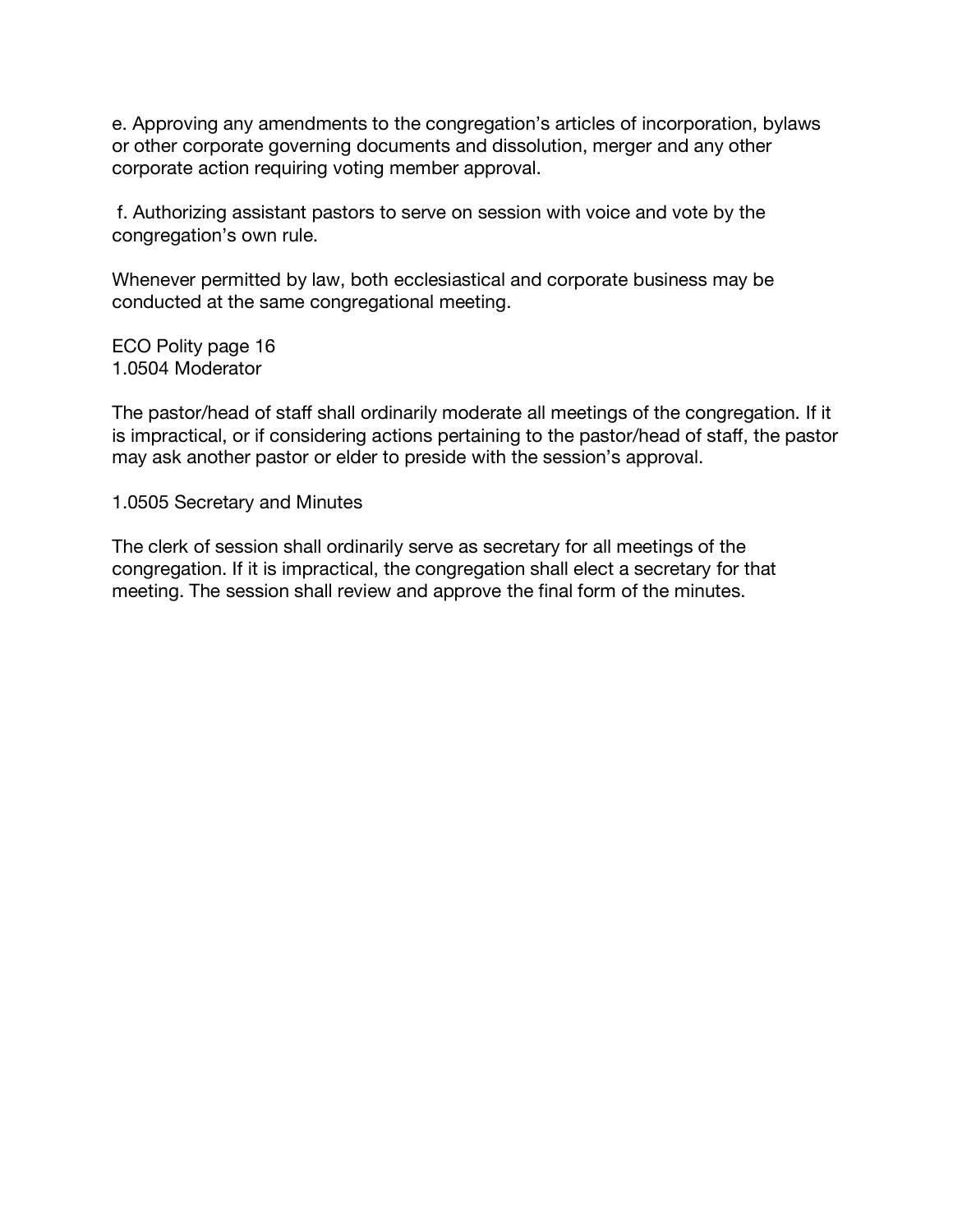e. Approving any amendments to the congregation's articles of incorporation, bylaws or other corporate governing documents and dissolution, merger and any other corporate action requiring voting member approval.

f. Authorizing assistant pastors to serve on session with voice and vote by the congregation's own rule.

Whenever permitted by law, both ecclesiastical and corporate business may be conducted at the same congregational meeting.

ECO Polity page 16
1.0504 Moderator

The pastor/head of staff shall ordinarily moderate all meetings of the congregation. If it is impractical, or if considering actions pertaining to the pastor/head of staff, the pastor may ask another pastor or elder to preside with the session's approval.

1.0505 Secretary and Minutes

The clerk of session shall ordinarily serve as secretary for all meetings of the congregation. If it is impractical, the congregation shall elect a secretary for that meeting. The session shall review and approve the final form of the minutes.